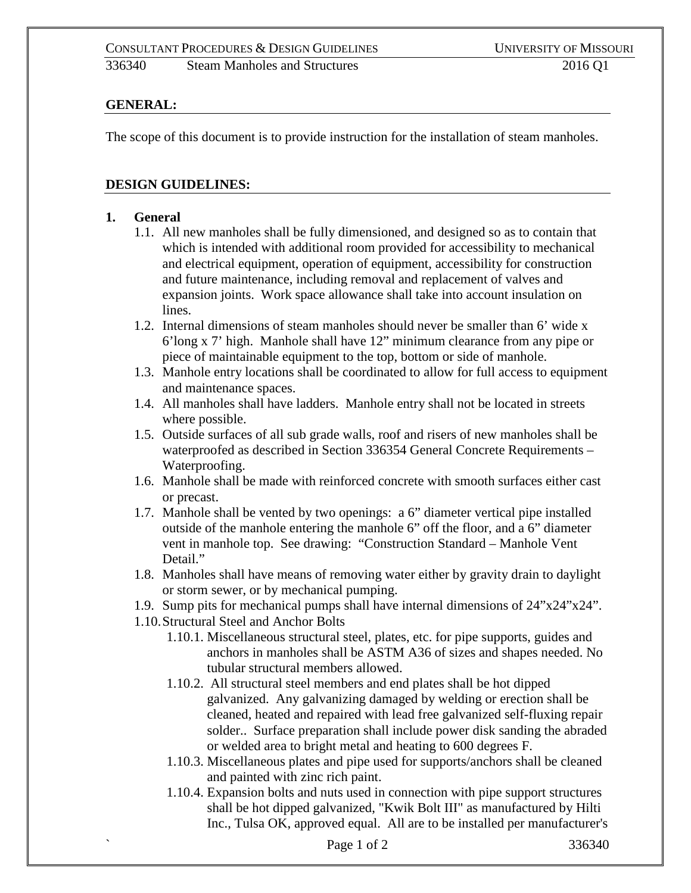# 336340 Steam Manholes and Structures

## GENERAL:

The scope of this document is to provide instruction for the installation of steam manholes.

## DESIGN GUIDELINES:

1. **General**
   - 1.1. All new manholes shall be fully dimensioned, and designed so as to contain that which is intended with additional room provided for accessibility to mechanical and electrical equipment, operation of equipment, accessibility for construction and future maintenance, including removal and replacement of valves and expansion joints. Work space allowance shall take into account insulation on lines.
   - 1.2. Internal dimensions of steam manholes should never be smaller than 6' wide x 6'long x 7' high. Manhole shall have 12" minimum clearance from any pipe or piece of maintainable equipment to the top, bottom or side of manhole.
   - 1.3. Manhole entry locations shall be coordinated to allow for full access to equipment and maintenance spaces.
   - 1.4. All manholes shall have ladders. Manhole entry shall not be located in streets where possible.
   - 1.5. Outside surfaces of all sub grade walls, roof and risers of new manholes shall be waterproofed as described in Section 336354 General Concrete Requirements – Waterproofing.
   - 1.6. Manhole shall be made with reinforced concrete with smooth surfaces either cast or precast.
   - 1.7. Manhole shall be vented by two openings: a 6" diameter vertical pipe installed outside of the manhole entering the manhole 6" off the floor, and a 6" diameter vent in manhole top. See drawing: "Construction Standard – Manhole Vent Detail."
   - 1.8. Manholes shall have means of removing water either by gravity drain to daylight or storm sewer, or by mechanical pumping.
   - 1.9. Sump pits for mechanical pumps shall have internal dimensions of 24"x24"x24".
   - 1.10. Structural Steel and Anchor Bolts
     - 1.10.1. Miscellaneous structural steel, plates, etc. for pipe supports, guides and anchors in manholes shall be ASTM A36 of sizes and shapes needed. No tubular structural members allowed.
     - 1.10.2. All structural steel members and end plates shall be hot dipped galvanized. Any galvanizing damaged by welding or erection shall be cleaned, heated and repaired with lead free galvanized self-fluxing repair solder.. Surface preparation shall include power disk sanding the abraded or welded area to bright metal and heating to 600 degrees F.
     - 1.10.3. Miscellaneous plates and pipe used for supports/anchors shall be cleaned and painted with zinc rich paint.
     - 1.10.4. Expansion bolts and nuts used in connection with pipe support structures shall be hot dipped galvanized, "Kwik Bolt III" as manufactured by Hilti Inc., Tulsa OK, approved equal. All are to be installed per manufacturer's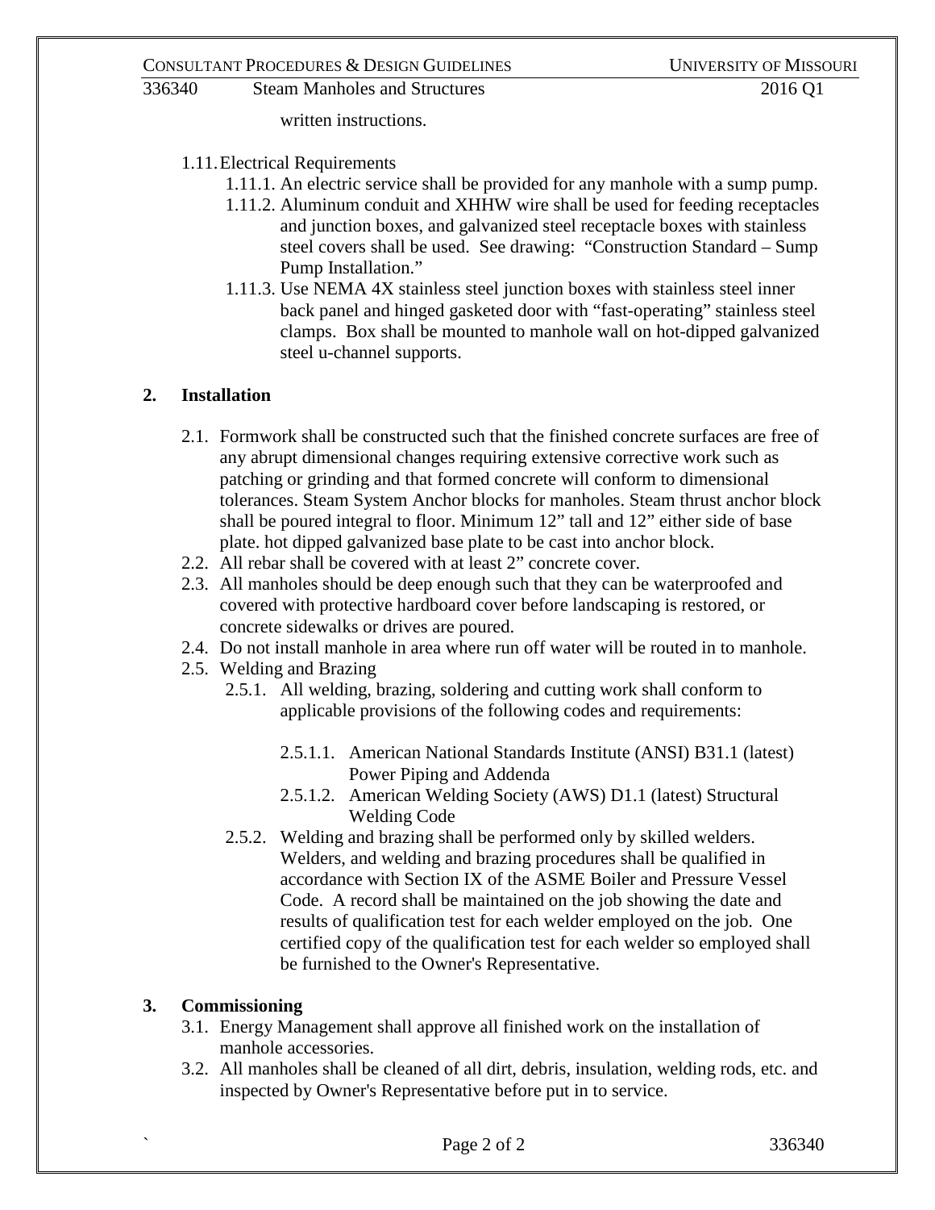written instructions.

- 1.11. Electrical Requirements
  - 1.11.1. An electric service shall be provided for any manhole with a sump pump.
  - 1.11.2. Aluminum conduit and XHHW wire shall be used for feeding receptacles and junction boxes, and galvanized steel receptacle boxes with stainless steel covers shall be used. See drawing: "Construction Standard – Sump Pump Installation."
  - 1.11.3. Use NEMA 4X stainless steel junction boxes with stainless steel inner back panel and hinged gasketed door with "fast-operating" stainless steel clamps. Box shall be mounted to manhole wall on hot-dipped galvanized steel u-channel supports.

## 2. Installation

- 2.1. Formwork shall be constructed such that the finished concrete surfaces are free of any abrupt dimensional changes requiring extensive corrective work such as patching or grinding and that formed concrete will conform to dimensional tolerances. Steam System Anchor blocks for manholes. Steam thrust anchor block shall be poured integral to floor. Minimum 12" tall and 12" either side of base plate. hot dipped galvanized base plate to be cast into anchor block.
- 2.2. All rebar shall be covered with at least 2" concrete cover.
- 2.3. All manholes should be deep enough such that they can be waterproofed and covered with protective hardboard cover before landscaping is restored, or concrete sidewalks or drives are poured.
- 2.4. Do not install manhole in area where run off water will be routed in to manhole.
- 2.5. Welding and Brazing
  - 2.5.1. All welding, brazing, soldering and cutting work shall conform to applicable provisions of the following codes and requirements:
    - 2.5.1.1. American National Standards Institute (ANSI) B31.1 (latest) Power Piping and Addenda
    - 2.5.1.2. American Welding Society (AWS) D1.1 (latest) Structural Welding Code
  - 2.5.2. Welding and brazing shall be performed only by skilled welders. Welders, and welding and brazing procedures shall be qualified in accordance with Section IX of the ASME Boiler and Pressure Vessel Code. A record shall be maintained on the job showing the date and results of qualification test for each welder employed on the job. One certified copy of the qualification test for each welder so employed shall be furnished to the Owner's Representative.

## 3. Commissioning

- 3.1. Energy Management shall approve all finished work on the installation of manhole accessories.
- 3.2. All manholes shall be cleaned of all dirt, debris, insulation, welding rods, etc. and inspected by Owner's Representative before put in to service.